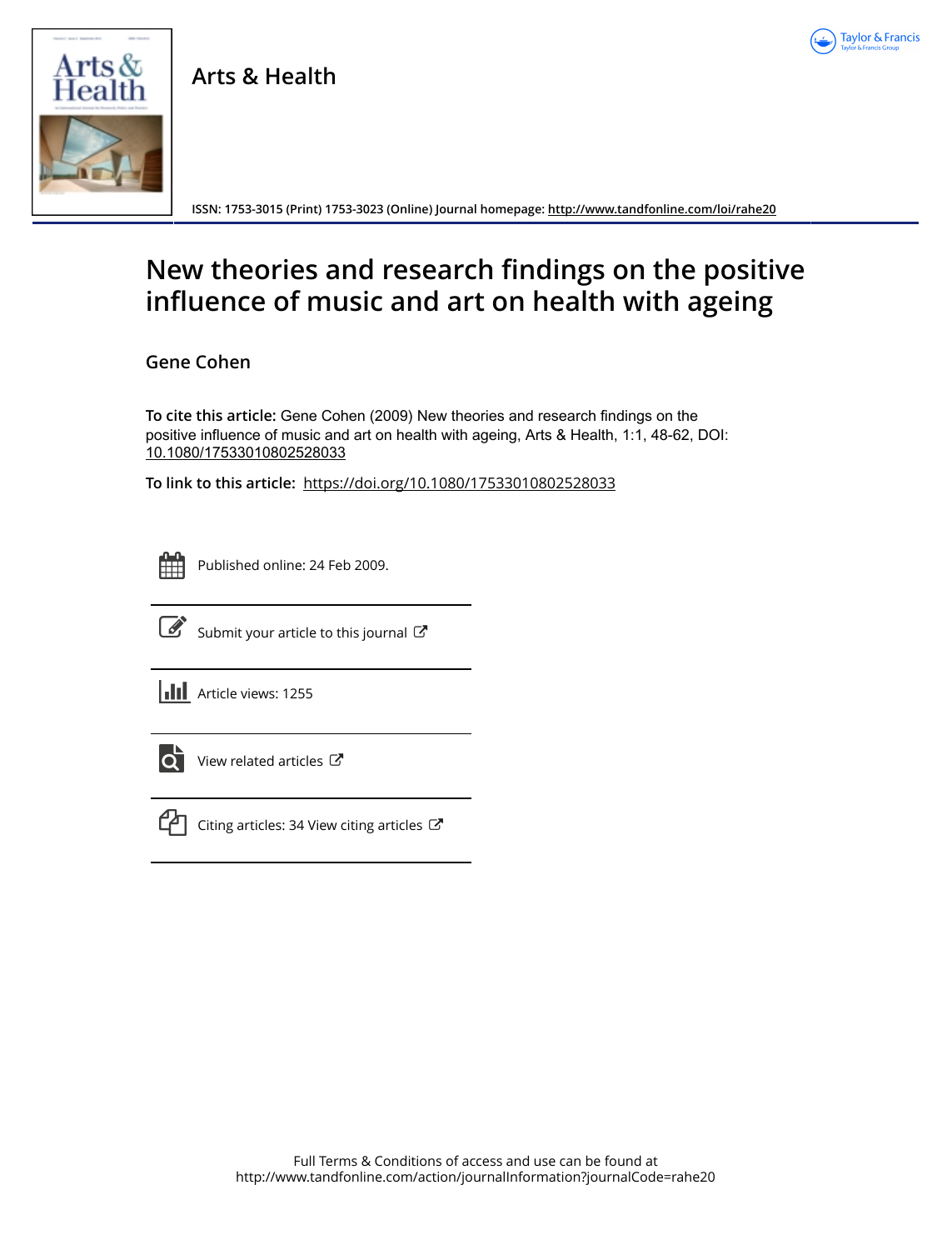Arts & Health

ISSN: 1753-3015 (Print) 1753-3023 (Online) Journal homepage: http://www.tandfonline.com/loi/rahe20

# New theories and research findings on the positive influence of music and art on health with ageing

Gene Cohen

**To cite this article:** Gene Cohen (2009) New theories and research findings on the positive influence of music and art on health with ageing, Arts & Health, 1:1, 48-62, DOI: 10.1080/17533010802528033

**To link to this article:** https://doi.org/10.1080/17533010802528033

Published online: 24 Feb 2009.

Submit your article to this journal

Article views: 1255

View related articles

Citing articles: 34 View citing articles

Full Terms & Conditions of access and use can be found at
http://www.tandfonline.com/action/journalInformation?journalCode=rahe20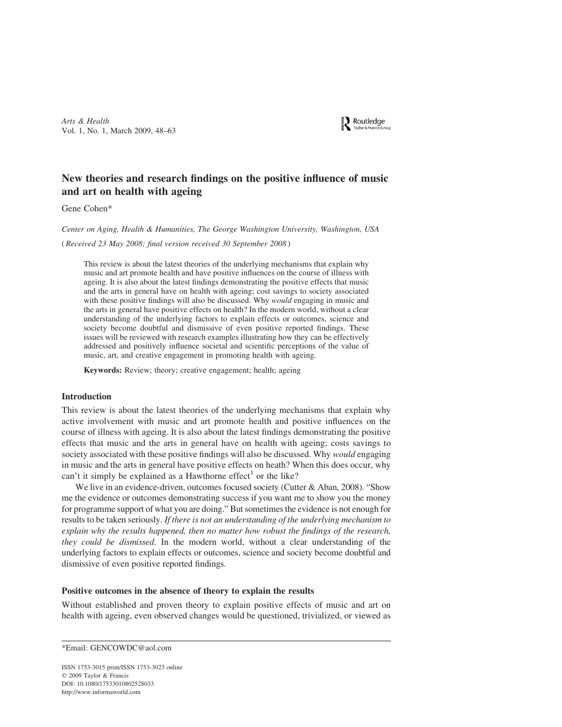# New theories and research findings on the positive influence of music and art on health with ageing

Gene Cohen*

*Center on Aging, Health & Humanities, The George Washington University, Washington, USA*

(*Received 23 May 2008; final version received 30 September 2008*)

> This review is about the latest theories of the underlying mechanisms that explain why music and art promote health and have positive influences on the course of illness with ageing. It is also about the latest findings demonstrating the positive effects that music and the arts in general have on health with ageing; cost savings to society associated with these positive findings will also be discussed. Why *would* engaging in music and the arts in general have positive effects on health? In the modern world, without a clear understanding of the underlying factors to explain effects or outcomes, science and society become doubtful and dismissive of even positive reported findings. These issues will be reviewed with research examples illustrating how they can be effectively addressed and positively influence societal and scientific perceptions of the value of music, art, and creative engagement in promoting health with ageing.
>
> **Keywords:** Review; theory; creative engagement; health; ageing

## Introduction

This review is about the latest theories of the underlying mechanisms that explain why active involvement with music and art promote health and positive influences on the course of illness with ageing. It is also about the latest findings demonstrating the positive effects that music and the arts in general have on health with ageing; costs savings to society associated with these positive findings will also be discussed. Why *would* engaging in music and the arts in general have positive effects on heath? When this does occur, why can't it simply be explained as a Hawthorne effect[1] or the like?

We live in an evidence-driven, outcomes focused society (Cutter & Aban, 2008). "Show me the evidence or outcomes demonstrating success if you want me to show you the money for programme support of what you are doing." But sometimes the evidence is not enough for results to be taken seriously. *If there is not an understanding of the underlying mechanism to explain why the results happened, then no matter how robust the findings of the research, they could be dismissed*. In the modern world, without a clear understanding of the underlying factors to explain effects or outcomes, science and society become doubtful and dismissive of even positive reported findings.

## Positive outcomes in the absence of theory to explain the results

Without established and proven theory to explain positive effects of music and art on health with ageing, even observed changes would be questioned, trivialized, or viewed as

---

*Email: GENCOWDC@aol.com

ISSN 1753-3015 print/ISSN 1753-3023 online
© 2009 Taylor & Francis
DOI: 10.1080/17533010802528033
http://www.informaworld.com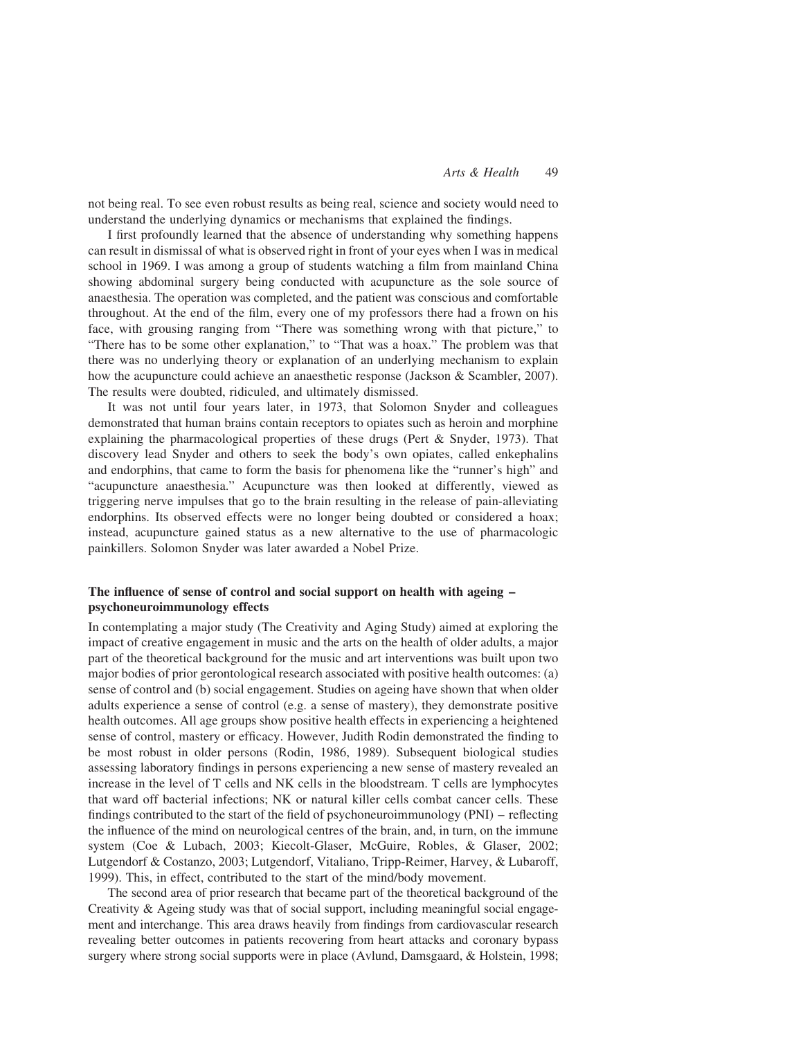not being real. To see even robust results as being real, science and society would need to understand the underlying dynamics or mechanisms that explained the findings.

I first profoundly learned that the absence of understanding why something happens can result in dismissal of what is observed right in front of your eyes when I was in medical school in 1969. I was among a group of students watching a film from mainland China showing abdominal surgery being conducted with acupuncture as the sole source of anaesthesia. The operation was completed, and the patient was conscious and comfortable throughout. At the end of the film, every one of my professors there had a frown on his face, with grousing ranging from "There was something wrong with that picture," to "There has to be some other explanation," to "That was a hoax." The problem was that there was no underlying theory or explanation of an underlying mechanism to explain how the acupuncture could achieve an anaesthetic response (Jackson & Scambler, 2007). The results were doubted, ridiculed, and ultimately dismissed.

It was not until four years later, in 1973, that Solomon Snyder and colleagues demonstrated that human brains contain receptors to opiates such as heroin and morphine explaining the pharmacological properties of these drugs (Pert & Snyder, 1973). That discovery lead Snyder and others to seek the body's own opiates, called enkephalins and endorphins, that came to form the basis for phenomena like the "runner's high" and "acupuncture anaesthesia." Acupuncture was then looked at differently, viewed as triggering nerve impulses that go to the brain resulting in the release of pain-alleviating endorphins. Its observed effects were no longer being doubted or considered a hoax; instead, acupuncture gained status as a new alternative to the use of pharmacologic painkillers. Solomon Snyder was later awarded a Nobel Prize.

## The influence of sense of control and social support on health with ageing – psychoneuroimmunology effects

In contemplating a major study (The Creativity and Aging Study) aimed at exploring the impact of creative engagement in music and the arts on the health of older adults, a major part of the theoretical background for the music and art interventions was built upon two major bodies of prior gerontological research associated with positive health outcomes: (a) sense of control and (b) social engagement. Studies on ageing have shown that when older adults experience a sense of control (e.g. a sense of mastery), they demonstrate positive health outcomes. All age groups show positive health effects in experiencing a heightened sense of control, mastery or efficacy. However, Judith Rodin demonstrated the finding to be most robust in older persons (Rodin, 1986, 1989). Subsequent biological studies assessing laboratory findings in persons experiencing a new sense of mastery revealed an increase in the level of T cells and NK cells in the bloodstream. T cells are lymphocytes that ward off bacterial infections; NK or natural killer cells combat cancer cells. These findings contributed to the start of the field of psychoneuroimmunology (PNI) – reflecting the influence of the mind on neurological centres of the brain, and, in turn, on the immune system (Coe & Lubach, 2003; Kiecolt-Glaser, McGuire, Robles, & Glaser, 2002; Lutgendorf & Costanzo, 2003; Lutgendorf, Vitaliano, Tripp-Reimer, Harvey, & Lubaroff, 1999). This, in effect, contributed to the start of the mind/body movement.

The second area of prior research that became part of the theoretical background of the Creativity & Ageing study was that of social support, including meaningful social engagement and interchange. This area draws heavily from findings from cardiovascular research revealing better outcomes in patients recovering from heart attacks and coronary bypass surgery where strong social supports were in place (Avlund, Damsgaard, & Holstein, 1998;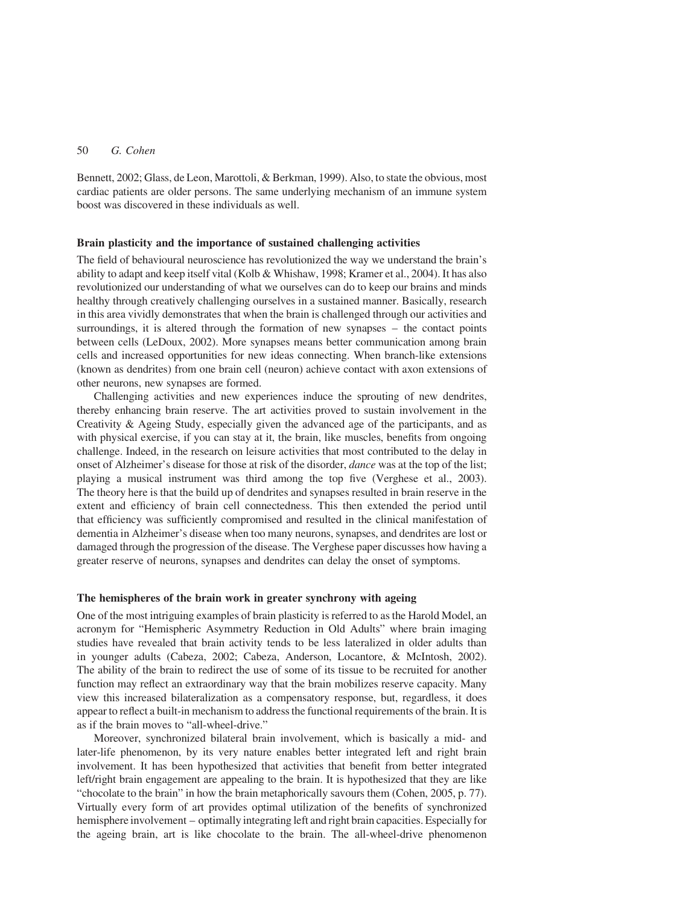Bennett, 2002; Glass, de Leon, Marottoli, & Berkman, 1999). Also, to state the obvious, most cardiac patients are older persons. The same underlying mechanism of an immune system boost was discovered in these individuals as well.

### Brain plasticity and the importance of sustained challenging activities

The field of behavioural neuroscience has revolutionized the way we understand the brain's ability to adapt and keep itself vital (Kolb & Whishaw, 1998; Kramer et al., 2004). It has also revolutionized our understanding of what we ourselves can do to keep our brains and minds healthy through creatively challenging ourselves in a sustained manner. Basically, research in this area vividly demonstrates that when the brain is challenged through our activities and surroundings, it is altered through the formation of new synapses – the contact points between cells (LeDoux, 2002). More synapses means better communication among brain cells and increased opportunities for new ideas connecting. When branch-like extensions (known as dendrites) from one brain cell (neuron) achieve contact with axon extensions of other neurons, new synapses are formed.

Challenging activities and new experiences induce the sprouting of new dendrites, thereby enhancing brain reserve. The art activities proved to sustain involvement in the Creativity & Ageing Study, especially given the advanced age of the participants, and as with physical exercise, if you can stay at it, the brain, like muscles, benefits from ongoing challenge. Indeed, in the research on leisure activities that most contributed to the delay in onset of Alzheimer's disease for those at risk of the disorder, *dance* was at the top of the list; playing a musical instrument was third among the top five (Verghese et al., 2003). The theory here is that the build up of dendrites and synapses resulted in brain reserve in the extent and efficiency of brain cell connectedness. This then extended the period until that efficiency was sufficiently compromised and resulted in the clinical manifestation of dementia in Alzheimer's disease when too many neurons, synapses, and dendrites are lost or damaged through the progression of the disease. The Verghese paper discusses how having a greater reserve of neurons, synapses and dendrites can delay the onset of symptoms.

### The hemispheres of the brain work in greater synchrony with ageing

One of the most intriguing examples of brain plasticity is referred to as the Harold Model, an acronym for "Hemispheric Asymmetry Reduction in Old Adults" where brain imaging studies have revealed that brain activity tends to be less lateralized in older adults than in younger adults (Cabeza, 2002; Cabeza, Anderson, Locantore, & McIntosh, 2002). The ability of the brain to redirect the use of some of its tissue to be recruited for another function may reflect an extraordinary way that the brain mobilizes reserve capacity. Many view this increased bilateralization as a compensatory response, but, regardless, it does appear to reflect a built-in mechanism to address the functional requirements of the brain. It is as if the brain moves to "all-wheel-drive."

Moreover, synchronized bilateral brain involvement, which is basically a mid- and later-life phenomenon, by its very nature enables better integrated left and right brain involvement. It has been hypothesized that activities that benefit from better integrated left/right brain engagement are appealing to the brain. It is hypothesized that they are like "chocolate to the brain" in how the brain metaphorically savours them (Cohen, 2005, p. 77). Virtually every form of art provides optimal utilization of the benefits of synchronized hemisphere involvement – optimally integrating left and right brain capacities. Especially for the ageing brain, art is like chocolate to the brain. The all-wheel-drive phenomenon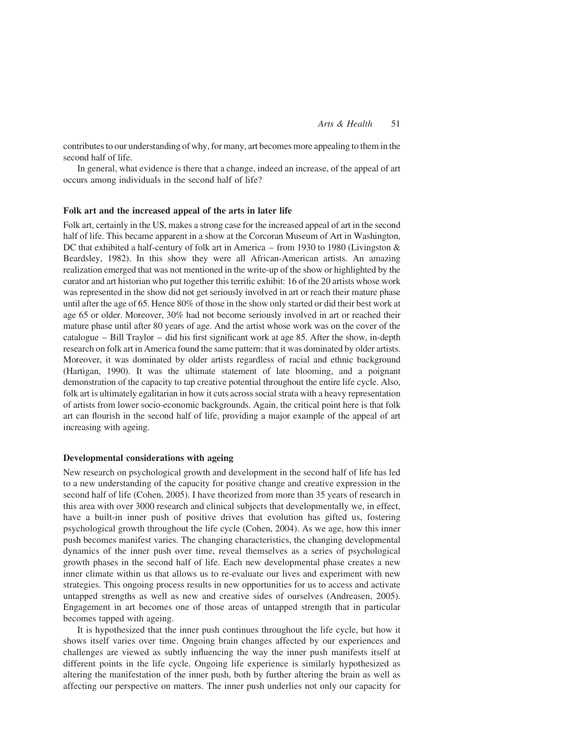contributes to our understanding of why, for many, art becomes more appealing to them in the second half of life.

In general, what evidence is there that a change, indeed an increase, of the appeal of art occurs among individuals in the second half of life?

### Folk art and the increased appeal of the arts in later life

Folk art, certainly in the US, makes a strong case for the increased appeal of art in the second half of life. This became apparent in a show at the Corcoran Museum of Art in Washington, DC that exhibited a half-century of folk art in America – from 1930 to 1980 (Livingston & Beardsley, 1982). In this show they were all African-American artists. An amazing realization emerged that was not mentioned in the write-up of the show or highlighted by the curator and art historian who put together this terrific exhibit: 16 of the 20 artists whose work was represented in the show did not get seriously involved in art or reach their mature phase until after the age of 65. Hence 80% of those in the show only started or did their best work at age 65 or older. Moreover, 30% had not become seriously involved in art or reached their mature phase until after 80 years of age. And the artist whose work was on the cover of the catalogue – Bill Traylor – did his first significant work at age 85. After the show, in-depth research on folk art in America found the same pattern: that it was dominated by older artists. Moreover, it was dominated by older artists regardless of racial and ethnic background (Hartigan, 1990). It was the ultimate statement of late blooming, and a poignant demonstration of the capacity to tap creative potential throughout the entire life cycle. Also, folk art is ultimately egalitarian in how it cuts across social strata with a heavy representation of artists from lower socio-economic backgrounds. Again, the critical point here is that folk art can flourish in the second half of life, providing a major example of the appeal of art increasing with ageing.

### Developmental considerations with ageing

New research on psychological growth and development in the second half of life has led to a new understanding of the capacity for positive change and creative expression in the second half of life (Cohen, 2005). I have theorized from more than 35 years of research in this area with over 3000 research and clinical subjects that developmentally we, in effect, have a built-in inner push of positive drives that evolution has gifted us, fostering psychological growth throughout the life cycle (Cohen, 2004). As we age, how this inner push becomes manifest varies. The changing characteristics, the changing developmental dynamics of the inner push over time, reveal themselves as a series of psychological growth phases in the second half of life. Each new developmental phase creates a new inner climate within us that allows us to re-evaluate our lives and experiment with new strategies. This ongoing process results in new opportunities for us to access and activate untapped strengths as well as new and creative sides of ourselves (Andreasen, 2005). Engagement in art becomes one of those areas of untapped strength that in particular becomes tapped with ageing.

It is hypothesized that the inner push continues throughout the life cycle, but how it shows itself varies over time. Ongoing brain changes affected by our experiences and challenges are viewed as subtly influencing the way the inner push manifests itself at different points in the life cycle. Ongoing life experience is similarly hypothesized as altering the manifestation of the inner push, both by further altering the brain as well as affecting our perspective on matters. The inner push underlies not only our capacity for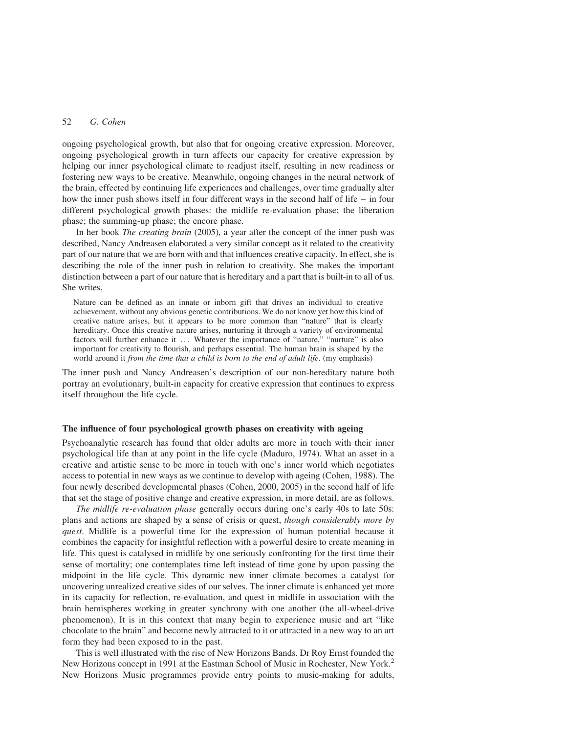ongoing psychological growth, but also that for ongoing creative expression. Moreover, ongoing psychological growth in turn affects our capacity for creative expression by helping our inner psychological climate to readjust itself, resulting in new readiness or fostering new ways to be creative. Meanwhile, ongoing changes in the neural network of the brain, effected by continuing life experiences and challenges, over time gradually alter how the inner push shows itself in four different ways in the second half of life – in four different psychological growth phases: the midlife re-evaluation phase; the liberation phase; the summing-up phase; the encore phase.

In her book *The creating brain* (2005), a year after the concept of the inner push was described, Nancy Andreasen elaborated a very similar concept as it related to the creativity part of our nature that we are born with and that influences creative capacity. In effect, she is describing the role of the inner push in relation to creativity. She makes the important distinction between a part of our nature that is hereditary and a part that is built-in to all of us. She writes,

> Nature can be defined as an innate or inborn gift that drives an individual to creative achievement, without any obvious genetic contributions. We do not know yet how this kind of creative nature arises, but it appears to be more common than "nature" that is clearly hereditary. Once this creative nature arises, nurturing it through a variety of environmental factors will further enhance it ... Whatever the importance of "nature," "nurture" is also important for creativity to flourish, and perhaps essential. The human brain is shaped by the world around it *from the time that a child is born to the end of adult life*. (my emphasis)

The inner push and Nancy Andreasen's description of our non-hereditary nature both portray an evolutionary, built-in capacity for creative expression that continues to express itself throughout the life cycle.

## The influence of four psychological growth phases on creativity with ageing

Psychoanalytic research has found that older adults are more in touch with their inner psychological life than at any point in the life cycle (Maduro, 1974). What an asset in a creative and artistic sense to be more in touch with one's inner world which negotiates access to potential in new ways as we continue to develop with ageing (Cohen, 1988). The four newly described developmental phases (Cohen, 2000, 2005) in the second half of life that set the stage of positive change and creative expression, in more detail, are as follows.

*The midlife re-evaluation phase* generally occurs during one's early 40s to late 50s: plans and actions are shaped by a sense of crisis or quest, *though considerably more by quest*. Midlife is a powerful time for the expression of human potential because it combines the capacity for insightful reflection with a powerful desire to create meaning in life. This quest is catalysed in midlife by one seriously confronting for the first time their sense of mortality; one contemplates time left instead of time gone by upon passing the midpoint in the life cycle. This dynamic new inner climate becomes a catalyst for uncovering unrealized creative sides of our selves. The inner climate is enhanced yet more in its capacity for reflection, re-evaluation, and quest in midlife in association with the brain hemispheres working in greater synchrony with one another (the all-wheel-drive phenomenon). It is in this context that many begin to experience music and art "like chocolate to the brain" and become newly attracted to it or attracted in a new way to an art form they had been exposed to in the past.

This is well illustrated with the rise of New Horizons Bands. Dr Roy Ernst founded the New Horizons concept in 1991 at the Eastman School of Music in Rochester, New York.[2] New Horizons Music programmes provide entry points to music-making for adults,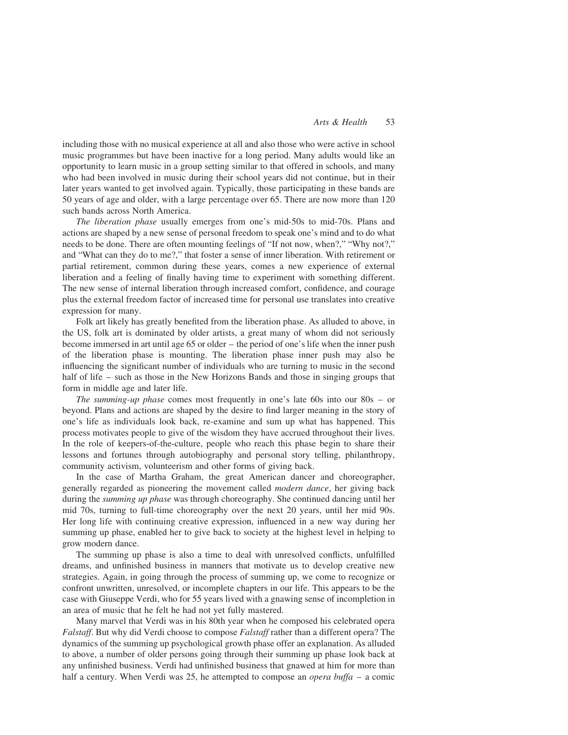including those with no musical experience at all and also those who were active in school music programmes but have been inactive for a long period. Many adults would like an opportunity to learn music in a group setting similar to that offered in schools, and many who had been involved in music during their school years did not continue, but in their later years wanted to get involved again. Typically, those participating in these bands are 50 years of age and older, with a large percentage over 65. There are now more than 120 such bands across North America.

*The liberation phase* usually emerges from one's mid-50s to mid-70s. Plans and actions are shaped by a new sense of personal freedom to speak one's mind and to do what needs to be done. There are often mounting feelings of "If not now, when?," "Why not?," and "What can they do to me?," that foster a sense of inner liberation. With retirement or partial retirement, common during these years, comes a new experience of external liberation and a feeling of finally having time to experiment with something different. The new sense of internal liberation through increased comfort, confidence, and courage plus the external freedom factor of increased time for personal use translates into creative expression for many.

Folk art likely has greatly benefited from the liberation phase. As alluded to above, in the US, folk art is dominated by older artists, a great many of whom did not seriously become immersed in art until age 65 or older – the period of one's life when the inner push of the liberation phase is mounting. The liberation phase inner push may also be influencing the significant number of individuals who are turning to music in the second half of life – such as those in the New Horizons Bands and those in singing groups that form in middle age and later life.

*The summing-up phase* comes most frequently in one's late 60s into our 80s – or beyond. Plans and actions are shaped by the desire to find larger meaning in the story of one's life as individuals look back, re-examine and sum up what has happened. This process motivates people to give of the wisdom they have accrued throughout their lives. In the role of keepers-of-the-culture, people who reach this phase begin to share their lessons and fortunes through autobiography and personal story telling, philanthropy, community activism, volunteerism and other forms of giving back.

In the case of Martha Graham, the great American dancer and choreographer, generally regarded as pioneering the movement called *modern dance*, her giving back during the *summing up phase* was through choreography. She continued dancing until her mid 70s, turning to full-time choreography over the next 20 years, until her mid 90s. Her long life with continuing creative expression, influenced in a new way during her summing up phase, enabled her to give back to society at the highest level in helping to grow modern dance.

The summing up phase is also a time to deal with unresolved conflicts, unfulfilled dreams, and unfinished business in manners that motivate us to develop creative new strategies. Again, in going through the process of summing up, we come to recognize or confront unwritten, unresolved, or incomplete chapters in our life. This appears to be the case with Giuseppe Verdi, who for 55 years lived with a gnawing sense of incompletion in an area of music that he felt he had not yet fully mastered.

Many marvel that Verdi was in his 80th year when he composed his celebrated opera *Falstaff*. But why did Verdi choose to compose *Falstaff* rather than a different opera? The dynamics of the summing up psychological growth phase offer an explanation. As alluded to above, a number of older persons going through their summing up phase look back at any unfinished business. Verdi had unfinished business that gnawed at him for more than half a century. When Verdi was 25, he attempted to compose an *opera buffa* – a comic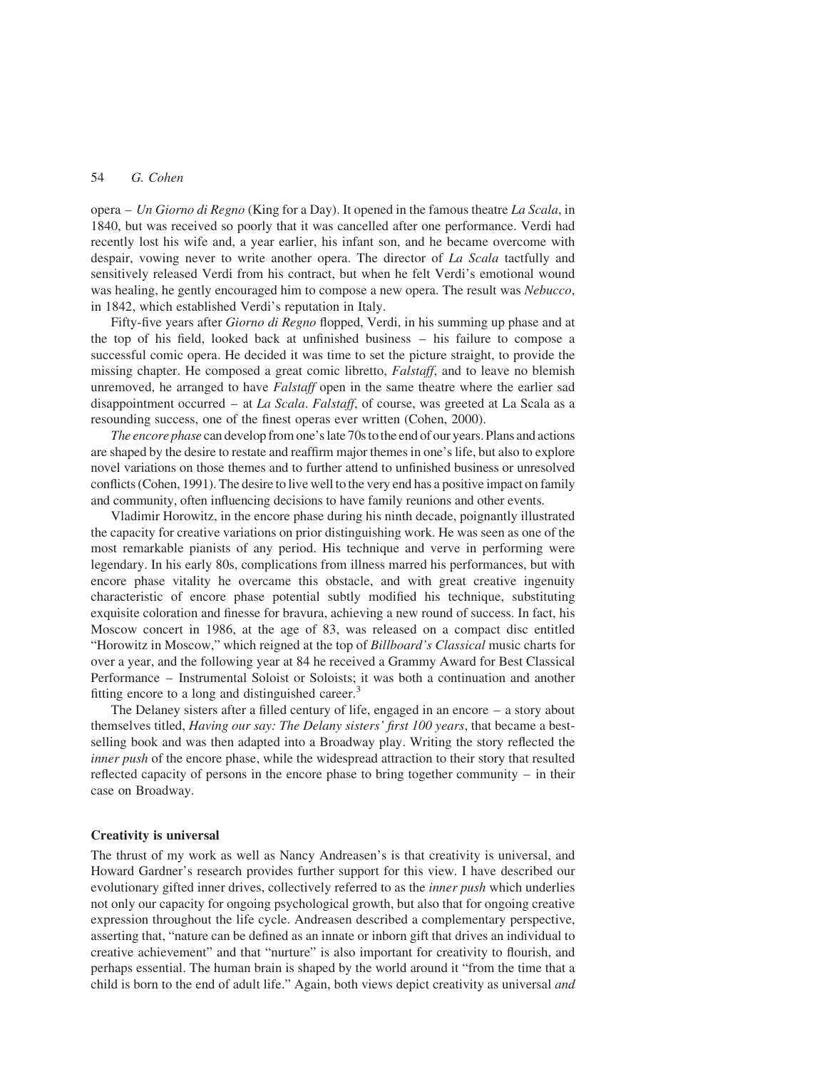opera – *Un Giorno di Regno* (King for a Day). It opened in the famous theatre *La Scala*, in 1840, but was received so poorly that it was cancelled after one performance. Verdi had recently lost his wife and, a year earlier, his infant son, and he became overcome with despair, vowing never to write another opera. The director of *La Scala* tactfully and sensitively released Verdi from his contract, but when he felt Verdi's emotional wound was healing, he gently encouraged him to compose a new opera. The result was *Nebucco*, in 1842, which established Verdi's reputation in Italy.

Fifty-five years after *Giorno di Regno* flopped, Verdi, in his summing up phase and at the top of his field, looked back at unfinished business – his failure to compose a successful comic opera. He decided it was time to set the picture straight, to provide the missing chapter. He composed a great comic libretto, *Falstaff*, and to leave no blemish unremoved, he arranged to have *Falstaff* open in the same theatre where the earlier sad disappointment occurred – at *La Scala*. *Falstaff*, of course, was greeted at La Scala as a resounding success, one of the finest operas ever written (Cohen, 2000).

*The encore phase* can develop from one's late 70s to the end of our years. Plans and actions are shaped by the desire to restate and reaffirm major themes in one's life, but also to explore novel variations on those themes and to further attend to unfinished business or unresolved conflicts (Cohen, 1991). The desire to live well to the very end has a positive impact on family and community, often influencing decisions to have family reunions and other events.

Vladimir Horowitz, in the encore phase during his ninth decade, poignantly illustrated the capacity for creative variations on prior distinguishing work. He was seen as one of the most remarkable pianists of any period. His technique and verve in performing were legendary. In his early 80s, complications from illness marred his performances, but with encore phase vitality he overcame this obstacle, and with great creative ingenuity characteristic of encore phase potential subtly modified his technique, substituting exquisite coloration and finesse for bravura, achieving a new round of success. In fact, his Moscow concert in 1986, at the age of 83, was released on a compact disc entitled "Horowitz in Moscow," which reigned at the top of *Billboard's Classical* music charts for over a year, and the following year at 84 he received a Grammy Award for Best Classical Performance – Instrumental Soloist or Soloists; it was both a continuation and another fitting encore to a long and distinguished career.[3]

The Delaney sisters after a filled century of life, engaged in an encore – a story about themselves titled, *Having our say: The Delany sisters' first 100 years*, that became a best-selling book and was then adapted into a Broadway play. Writing the story reflected the *inner push* of the encore phase, while the widespread attraction to their story that resulted reflected capacity of persons in the encore phase to bring together community – in their case on Broadway.

## Creativity is universal

The thrust of my work as well as Nancy Andreasen's is that creativity is universal, and Howard Gardner's research provides further support for this view. I have described our evolutionary gifted inner drives, collectively referred to as the *inner push* which underlies not only our capacity for ongoing psychological growth, but also that for ongoing creative expression throughout the life cycle. Andreasen described a complementary perspective, asserting that, "nature can be defined as an innate or inborn gift that drives an individual to creative achievement" and that "nurture" is also important for creativity to flourish, and perhaps essential. The human brain is shaped by the world around it "from the time that a child is born to the end of adult life." Again, both views depict creativity as universal *and*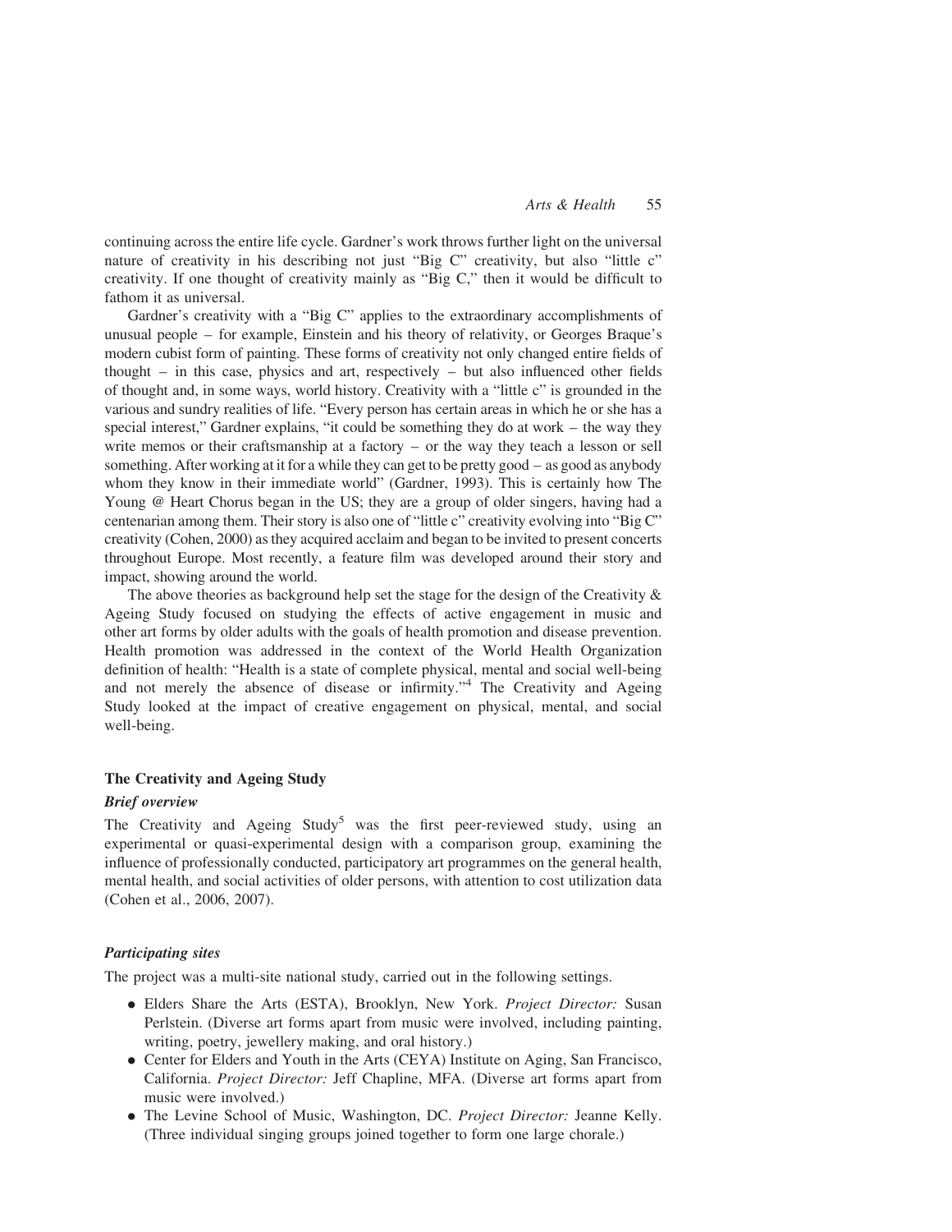continuing across the entire life cycle. Gardner's work throws further light on the universal nature of creativity in his describing not just "Big C" creativity, but also "little c" creativity. If one thought of creativity mainly as "Big C," then it would be difficult to fathom it as universal.

Gardner's creativity with a "Big C" applies to the extraordinary accomplishments of unusual people – for example, Einstein and his theory of relativity, or Georges Braque's modern cubist form of painting. These forms of creativity not only changed entire fields of thought – in this case, physics and art, respectively – but also influenced other fields of thought and, in some ways, world history. Creativity with a "little c" is grounded in the various and sundry realities of life. "Every person has certain areas in which he or she has a special interest," Gardner explains, "it could be something they do at work – the way they write memos or their craftsmanship at a factory – or the way they teach a lesson or sell something. After working at it for a while they can get to be pretty good – as good as anybody whom they know in their immediate world" (Gardner, 1993). This is certainly how The Young @ Heart Chorus began in the US; they are a group of older singers, having had a centenarian among them. Their story is also one of "little c" creativity evolving into "Big C" creativity (Cohen, 2000) as they acquired acclaim and began to be invited to present concerts throughout Europe. Most recently, a feature film was developed around their story and impact, showing around the world.

The above theories as background help set the stage for the design of the Creativity & Ageing Study focused on studying the effects of active engagement in music and other art forms by older adults with the goals of health promotion and disease prevention. Health promotion was addressed in the context of the World Health Organization definition of health: "Health is a state of complete physical, mental and social well-being and not merely the absence of disease or infirmity."[4] The Creativity and Ageing Study looked at the impact of creative engagement on physical, mental, and social well-being.

## The Creativity and Ageing Study

### *Brief overview*

The Creativity and Ageing Study[5] was the first peer-reviewed study, using an experimental or quasi-experimental design with a comparison group, examining the influence of professionally conducted, participatory art programmes on the general health, mental health, and social activities of older persons, with attention to cost utilization data (Cohen et al., 2006, 2007).

### *Participating sites*

The project was a multi-site national study, carried out in the following settings.

- Elders Share the Arts (ESTA), Brooklyn, New York. *Project Director:* Susan Perlstein. (Diverse art forms apart from music were involved, including painting, writing, poetry, jewellery making, and oral history.)
- Center for Elders and Youth in the Arts (CEYA) Institute on Aging, San Francisco, California. *Project Director:* Jeff Chapline, MFA. (Diverse art forms apart from music were involved.)
- The Levine School of Music, Washington, DC. *Project Director:* Jeanne Kelly. (Three individual singing groups joined together to form one large chorale.)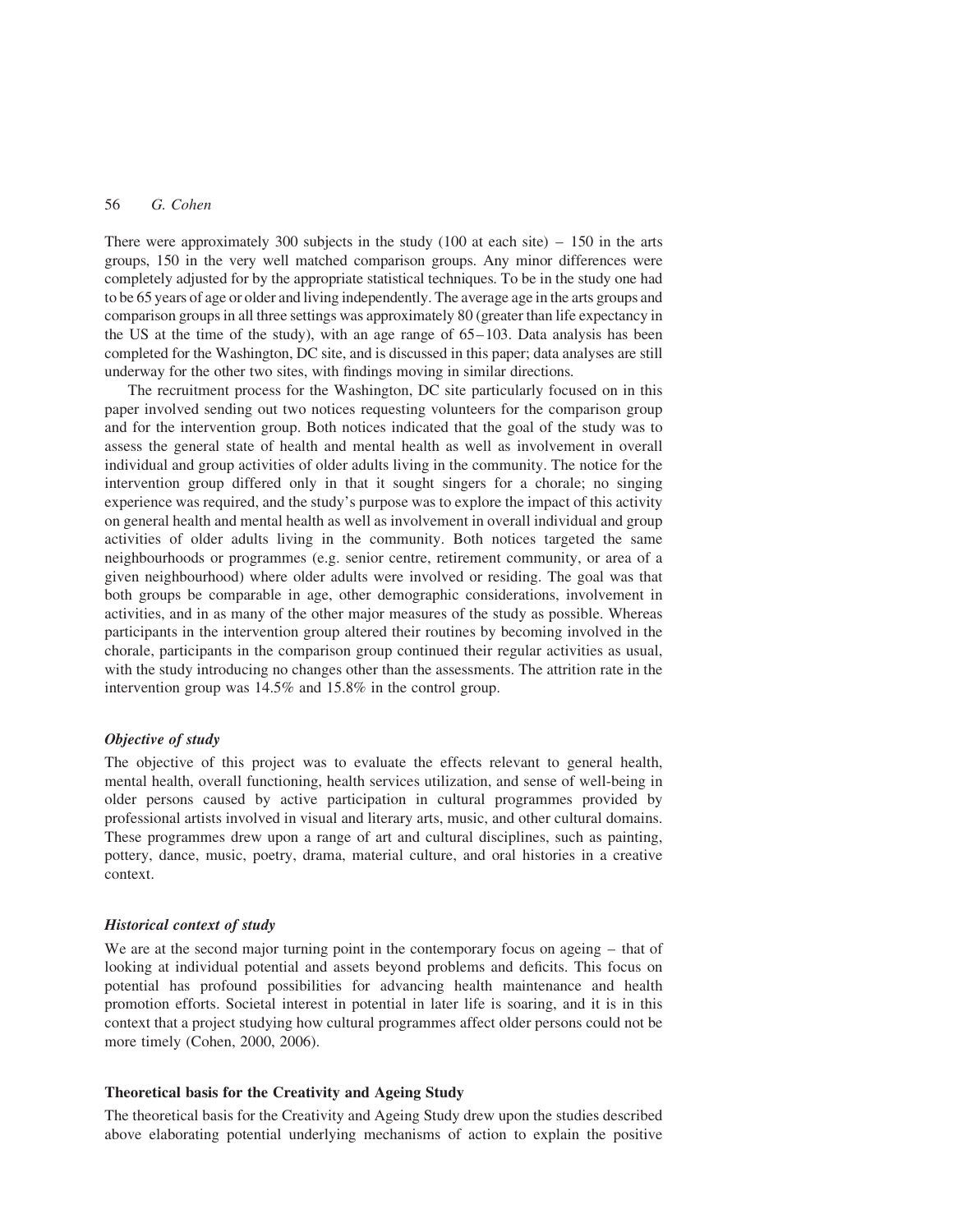There were approximately 300 subjects in the study (100 at each site) – 150 in the arts groups, 150 in the very well matched comparison groups. Any minor differences were completely adjusted for by the appropriate statistical techniques. To be in the study one had to be 65 years of age or older and living independently. The average age in the arts groups and comparison groups in all three settings was approximately 80 (greater than life expectancy in the US at the time of the study), with an age range of 65–103. Data analysis has been completed for the Washington, DC site, and is discussed in this paper; data analyses are still underway for the other two sites, with findings moving in similar directions.

The recruitment process for the Washington, DC site particularly focused on in this paper involved sending out two notices requesting volunteers for the comparison group and for the intervention group. Both notices indicated that the goal of the study was to assess the general state of health and mental health as well as involvement in overall individual and group activities of older adults living in the community. The notice for the intervention group differed only in that it sought singers for a chorale; no singing experience was required, and the study's purpose was to explore the impact of this activity on general health and mental health as well as involvement in overall individual and group activities of older adults living in the community. Both notices targeted the same neighbourhoods or programmes (e.g. senior centre, retirement community, or area of a given neighbourhood) where older adults were involved or residing. The goal was that both groups be comparable in age, other demographic considerations, involvement in activities, and in as many of the other major measures of the study as possible. Whereas participants in the intervention group altered their routines by becoming involved in the chorale, participants in the comparison group continued their regular activities as usual, with the study introducing no changes other than the assessments. The attrition rate in the intervention group was 14.5% and 15.8% in the control group.

### *Objective of study*

The objective of this project was to evaluate the effects relevant to general health, mental health, overall functioning, health services utilization, and sense of well-being in older persons caused by active participation in cultural programmes provided by professional artists involved in visual and literary arts, music, and other cultural domains. These programmes drew upon a range of art and cultural disciplines, such as painting, pottery, dance, music, poetry, drama, material culture, and oral histories in a creative context.

### *Historical context of study*

We are at the second major turning point in the contemporary focus on ageing – that of looking at individual potential and assets beyond problems and deficits. This focus on potential has profound possibilities for advancing health maintenance and health promotion efforts. Societal interest in potential in later life is soaring, and it is in this context that a project studying how cultural programmes affect older persons could not be more timely (Cohen, 2000, 2006).

## Theoretical basis for the Creativity and Ageing Study

The theoretical basis for the Creativity and Ageing Study drew upon the studies described above elaborating potential underlying mechanisms of action to explain the positive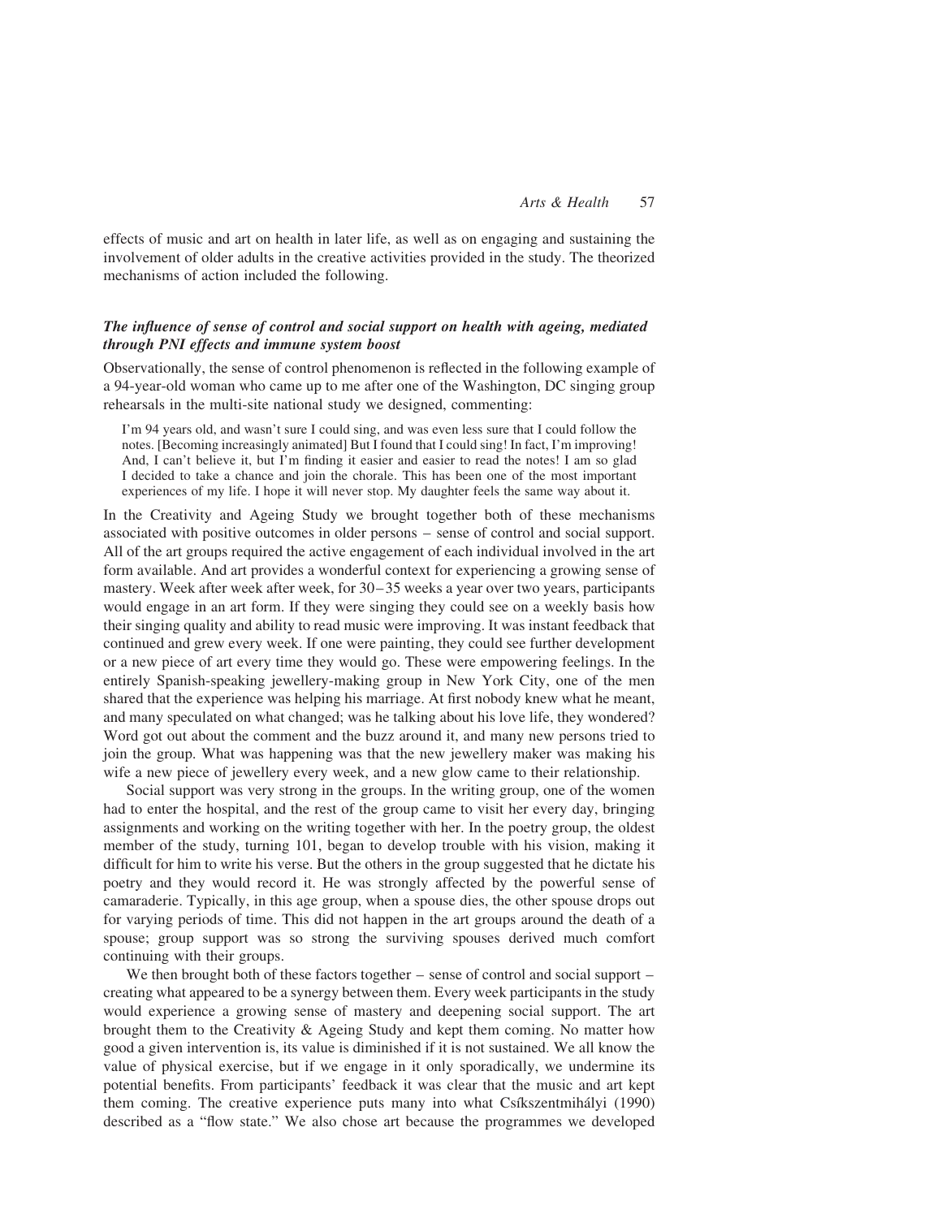effects of music and art on health in later life, as well as on engaging and sustaining the involvement of older adults in the creative activities provided in the study. The theorized mechanisms of action included the following.

### *The influence of sense of control and social support on health with ageing, mediated through PNI effects and immune system boost*

Observationally, the sense of control phenomenon is reflected in the following example of a 94-year-old woman who came up to me after one of the Washington, DC singing group rehearsals in the multi-site national study we designed, commenting:

> I'm 94 years old, and wasn't sure I could sing, and was even less sure that I could follow the notes. [Becoming increasingly animated] But I found that I could sing! In fact, I'm improving! And, I can't believe it, but I'm finding it easier and easier to read the notes! I am so glad I decided to take a chance and join the chorale. This has been one of the most important experiences of my life. I hope it will never stop. My daughter feels the same way about it.

In the Creativity and Ageing Study we brought together both of these mechanisms associated with positive outcomes in older persons – sense of control and social support. All of the art groups required the active engagement of each individual involved in the art form available. And art provides a wonderful context for experiencing a growing sense of mastery. Week after week after week, for 30–35 weeks a year over two years, participants would engage in an art form. If they were singing they could see on a weekly basis how their singing quality and ability to read music were improving. It was instant feedback that continued and grew every week. If one were painting, they could see further development or a new piece of art every time they would go. These were empowering feelings. In the entirely Spanish-speaking jewellery-making group in New York City, one of the men shared that the experience was helping his marriage. At first nobody knew what he meant, and many speculated on what changed; was he talking about his love life, they wondered? Word got out about the comment and the buzz around it, and many new persons tried to join the group. What was happening was that the new jewellery maker was making his wife a new piece of jewellery every week, and a new glow came to their relationship.

Social support was very strong in the groups. In the writing group, one of the women had to enter the hospital, and the rest of the group came to visit her every day, bringing assignments and working on the writing together with her. In the poetry group, the oldest member of the study, turning 101, began to develop trouble with his vision, making it difficult for him to write his verse. But the others in the group suggested that he dictate his poetry and they would record it. He was strongly affected by the powerful sense of camaraderie. Typically, in this age group, when a spouse dies, the other spouse drops out for varying periods of time. This did not happen in the art groups around the death of a spouse; group support was so strong the surviving spouses derived much comfort continuing with their groups.

We then brought both of these factors together – sense of control and social support – creating what appeared to be a synergy between them. Every week participants in the study would experience a growing sense of mastery and deepening social support. The art brought them to the Creativity & Ageing Study and kept them coming. No matter how good a given intervention is, its value is diminished if it is not sustained. We all know the value of physical exercise, but if we engage in it only sporadically, we undermine its potential benefits. From participants' feedback it was clear that the music and art kept them coming. The creative experience puts many into what Csíkszentmihályi (1990) described as a "flow state." We also chose art because the programmes we developed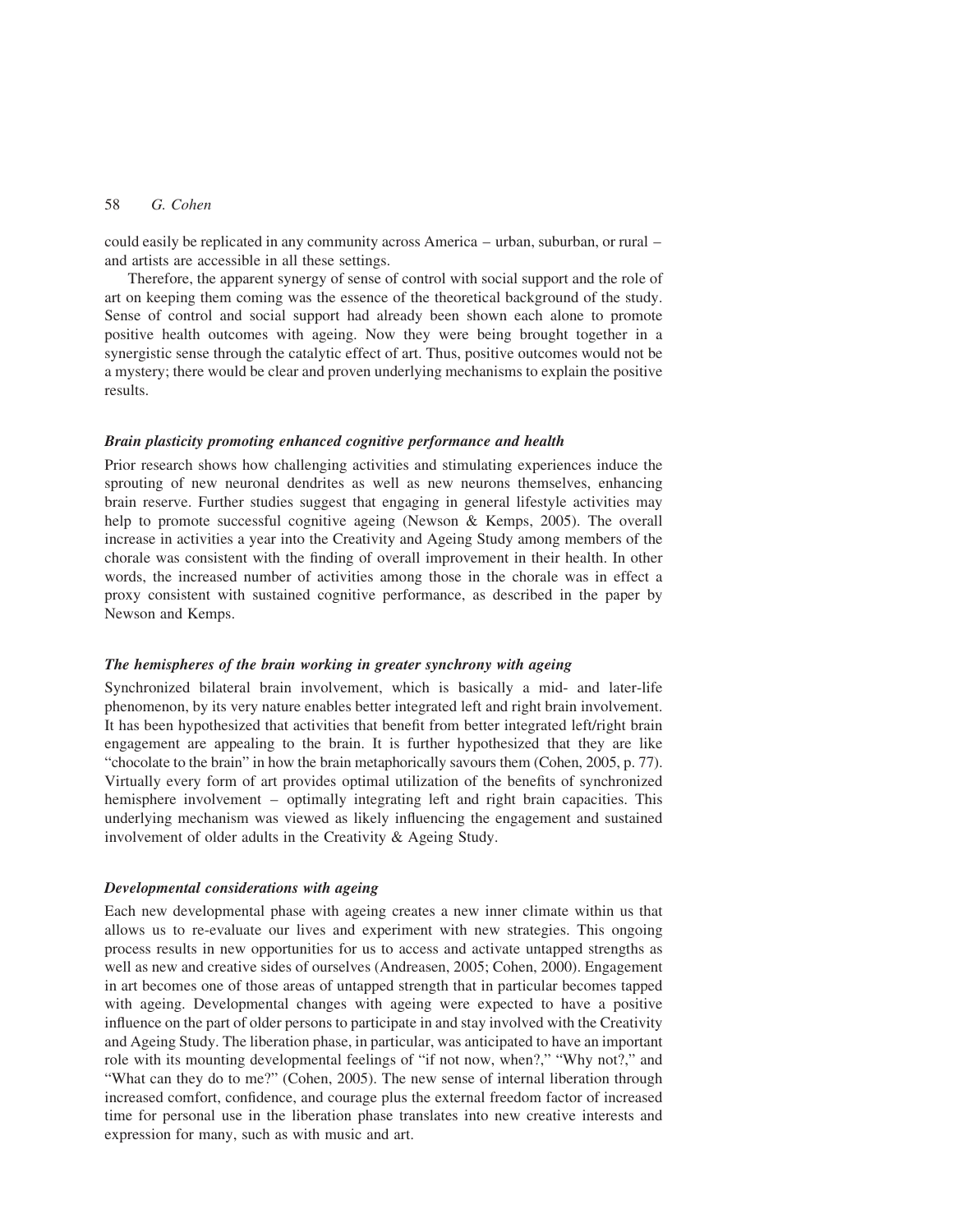could easily be replicated in any community across America – urban, suburban, or rural – and artists are accessible in all these settings.

Therefore, the apparent synergy of sense of control with social support and the role of art on keeping them coming was the essence of the theoretical background of the study. Sense of control and social support had already been shown each alone to promote positive health outcomes with ageing. Now they were being brought together in a synergistic sense through the catalytic effect of art. Thus, positive outcomes would not be a mystery; there would be clear and proven underlying mechanisms to explain the positive results.

### *Brain plasticity promoting enhanced cognitive performance and health*

Prior research shows how challenging activities and stimulating experiences induce the sprouting of new neuronal dendrites as well as new neurons themselves, enhancing brain reserve. Further studies suggest that engaging in general lifestyle activities may help to promote successful cognitive ageing (Newson & Kemps, 2005). The overall increase in activities a year into the Creativity and Ageing Study among members of the chorale was consistent with the finding of overall improvement in their health. In other words, the increased number of activities among those in the chorale was in effect a proxy consistent with sustained cognitive performance, as described in the paper by Newson and Kemps.

### *The hemispheres of the brain working in greater synchrony with ageing*

Synchronized bilateral brain involvement, which is basically a mid- and later-life phenomenon, by its very nature enables better integrated left and right brain involvement. It has been hypothesized that activities that benefit from better integrated left/right brain engagement are appealing to the brain. It is further hypothesized that they are like "chocolate to the brain" in how the brain metaphorically savours them (Cohen, 2005, p. 77). Virtually every form of art provides optimal utilization of the benefits of synchronized hemisphere involvement – optimally integrating left and right brain capacities. This underlying mechanism was viewed as likely influencing the engagement and sustained involvement of older adults in the Creativity & Ageing Study.

### *Developmental considerations with ageing*

Each new developmental phase with ageing creates a new inner climate within us that allows us to re-evaluate our lives and experiment with new strategies. This ongoing process results in new opportunities for us to access and activate untapped strengths as well as new and creative sides of ourselves (Andreasen, 2005; Cohen, 2000). Engagement in art becomes one of those areas of untapped strength that in particular becomes tapped with ageing. Developmental changes with ageing were expected to have a positive influence on the part of older persons to participate in and stay involved with the Creativity and Ageing Study. The liberation phase, in particular, was anticipated to have an important role with its mounting developmental feelings of "if not now, when?," "Why not?," and "What can they do to me?" (Cohen, 2005). The new sense of internal liberation through increased comfort, confidence, and courage plus the external freedom factor of increased time for personal use in the liberation phase translates into new creative interests and expression for many, such as with music and art.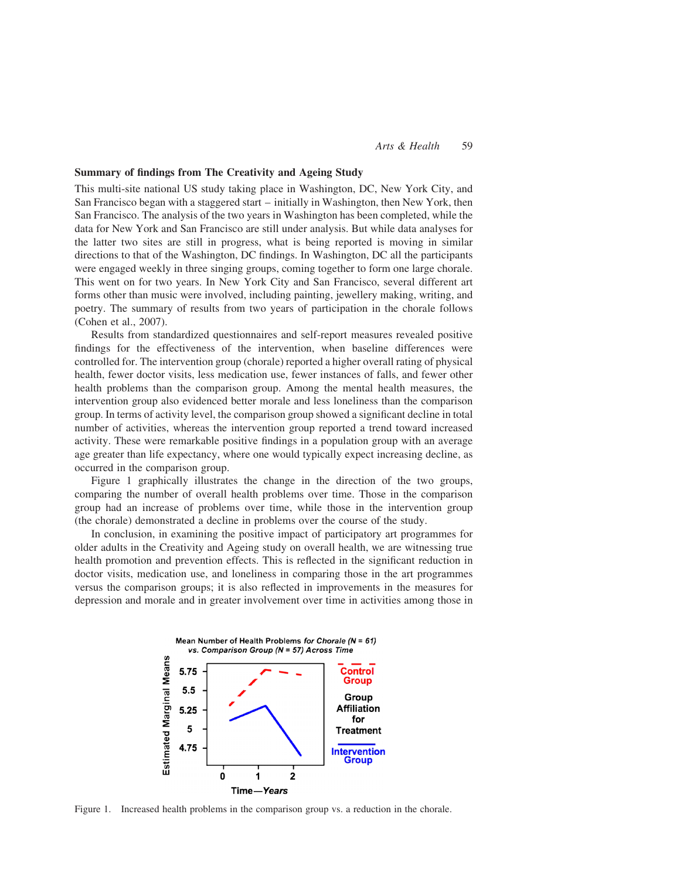## Summary of findings from The Creativity and Ageing Study

This multi-site national US study taking place in Washington, DC, New York City, and San Francisco began with a staggered start – initially in Washington, then New York, then San Francisco. The analysis of the two years in Washington has been completed, while the data for New York and San Francisco are still under analysis. But while data analyses for the latter two sites are still in progress, what is being reported is moving in similar directions to that of the Washington, DC findings. In Washington, DC all the participants were engaged weekly in three singing groups, coming together to form one large chorale. This went on for two years. In New York City and San Francisco, several different art forms other than music were involved, including painting, jewellery making, writing, and poetry. The summary of results from two years of participation in the chorale follows (Cohen et al., 2007).

Results from standardized questionnaires and self-report measures revealed positive findings for the effectiveness of the intervention, when baseline differences were controlled for. The intervention group (chorale) reported a higher overall rating of physical health, fewer doctor visits, less medication use, fewer instances of falls, and fewer other health problems than the comparison group. Among the mental health measures, the intervention group also evidenced better morale and less loneliness than the comparison group. In terms of activity level, the comparison group showed a significant decline in total number of activities, whereas the intervention group reported a trend toward increased activity. These were remarkable positive findings in a population group with an average age greater than life expectancy, where one would typically expect increasing decline, as occurred in the comparison group.

Figure 1 graphically illustrates the change in the direction of the two groups, comparing the number of overall health problems over time. Those in the comparison group had an increase of problems over time, while those in the intervention group (the chorale) demonstrated a decline in problems over the course of the study.

In conclusion, in examining the positive impact of participatory art programmes for older adults in the Creativity and Ageing study on overall health, we are witnessing true health promotion and prevention effects. This is reflected in the significant reduction in doctor visits, medication use, and loneliness in comparing those in the art programmes versus the comparison groups; it is also reflected in improvements in the measures for depression and morale and in greater involvement over time in activities among those in

Mean Number of Health Problems *for Chorale (N = 61) vs. Comparison Group (N = 57) Across Time*

Estimated Marginal Means

5.75
5.5
5.25
5
4.75

0
1
2

Time—*Years*

Control Group

Group Affiliation for Treatment

Intervention Group

Figure 1. Increased health problems in the comparison group vs. a reduction in the chorale.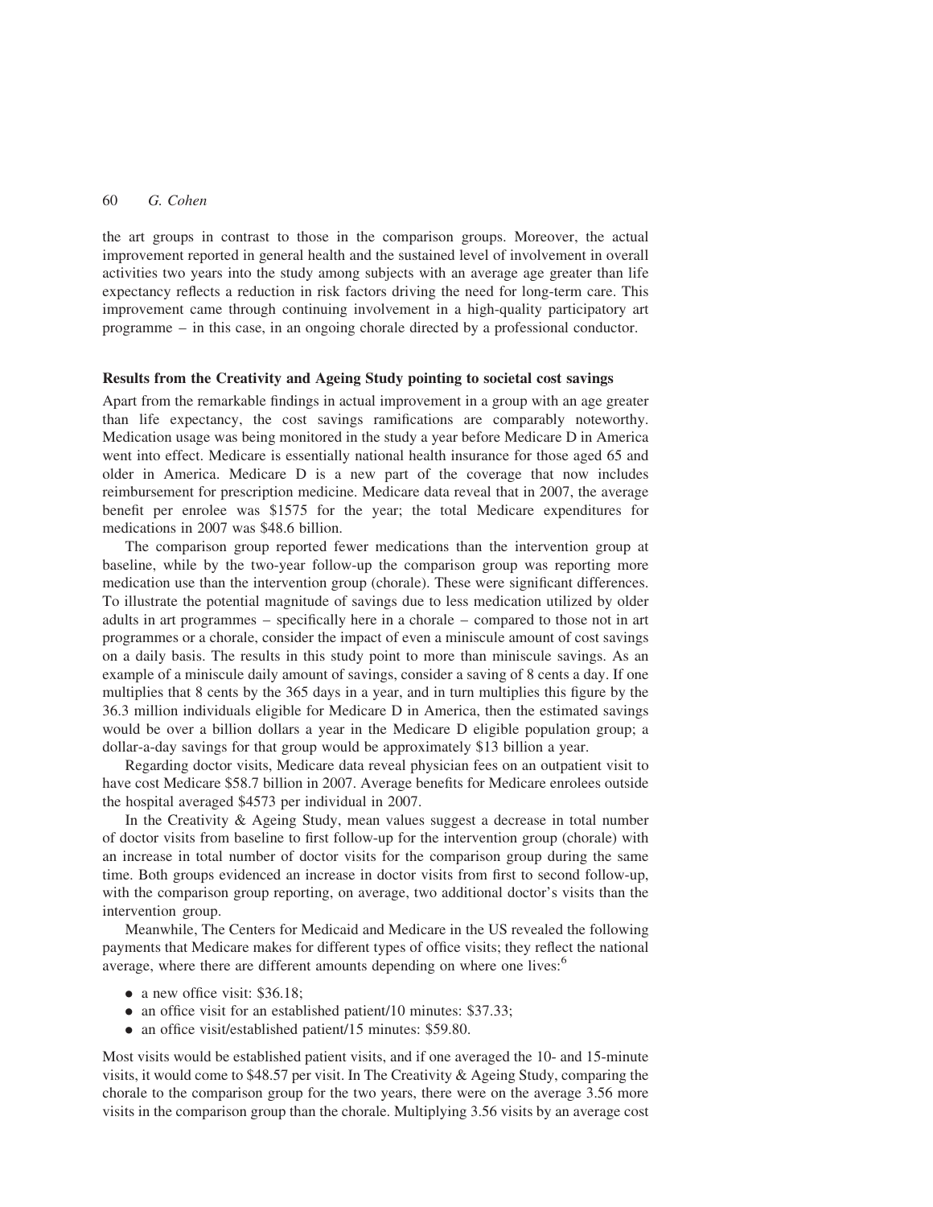the art groups in contrast to those in the comparison groups. Moreover, the actual improvement reported in general health and the sustained level of involvement in overall activities two years into the study among subjects with an average age greater than life expectancy reflects a reduction in risk factors driving the need for long-term care. This improvement came through continuing involvement in a high-quality participatory art programme – in this case, in an ongoing chorale directed by a professional conductor.

### Results from the Creativity and Ageing Study pointing to societal cost savings

Apart from the remarkable findings in actual improvement in a group with an age greater than life expectancy, the cost savings ramifications are comparably noteworthy. Medication usage was being monitored in the study a year before Medicare D in America went into effect. Medicare is essentially national health insurance for those aged 65 and older in America. Medicare D is a new part of the coverage that now includes reimbursement for prescription medicine. Medicare data reveal that in 2007, the average benefit per enrolee was $1575 for the year; the total Medicare expenditures for medications in 2007 was $48.6 billion.

The comparison group reported fewer medications than the intervention group at baseline, while by the two-year follow-up the comparison group was reporting more medication use than the intervention group (chorale). These were significant differences. To illustrate the potential magnitude of savings due to less medication utilized by older adults in art programmes – specifically here in a chorale – compared to those not in art programmes or a chorale, consider the impact of even a miniscule amount of cost savings on a daily basis. The results in this study point to more than miniscule savings. As an example of a miniscule daily amount of savings, consider a saving of 8 cents a day. If one multiplies that 8 cents by the 365 days in a year, and in turn multiplies this figure by the 36.3 million individuals eligible for Medicare D in America, then the estimated savings would be over a billion dollars a year in the Medicare D eligible population group; a dollar-a-day savings for that group would be approximately $13 billion a year.

Regarding doctor visits, Medicare data reveal physician fees on an outpatient visit to have cost Medicare $58.7 billion in 2007. Average benefits for Medicare enrolees outside the hospital averaged $4573 per individual in 2007.

In the Creativity & Ageing Study, mean values suggest a decrease in total number of doctor visits from baseline to first follow-up for the intervention group (chorale) with an increase in total number of doctor visits for the comparison group during the same time. Both groups evidenced an increase in doctor visits from first to second follow-up, with the comparison group reporting, on average, two additional doctor's visits than the intervention group.

Meanwhile, The Centers for Medicaid and Medicare in the US revealed the following payments that Medicare makes for different types of office visits; they reflect the national average, where there are different amounts depending on where one lives:[6]

- a new office visit: $36.18;
- an office visit for an established patient/10 minutes: $37.33;
- an office visit/established patient/15 minutes: $59.80.

Most visits would be established patient visits, and if one averaged the 10- and 15-minute visits, it would come to $48.57 per visit. In The Creativity & Ageing Study, comparing the chorale to the comparison group for the two years, there were on the average 3.56 more visits in the comparison group than the chorale. Multiplying 3.56 visits by an average cost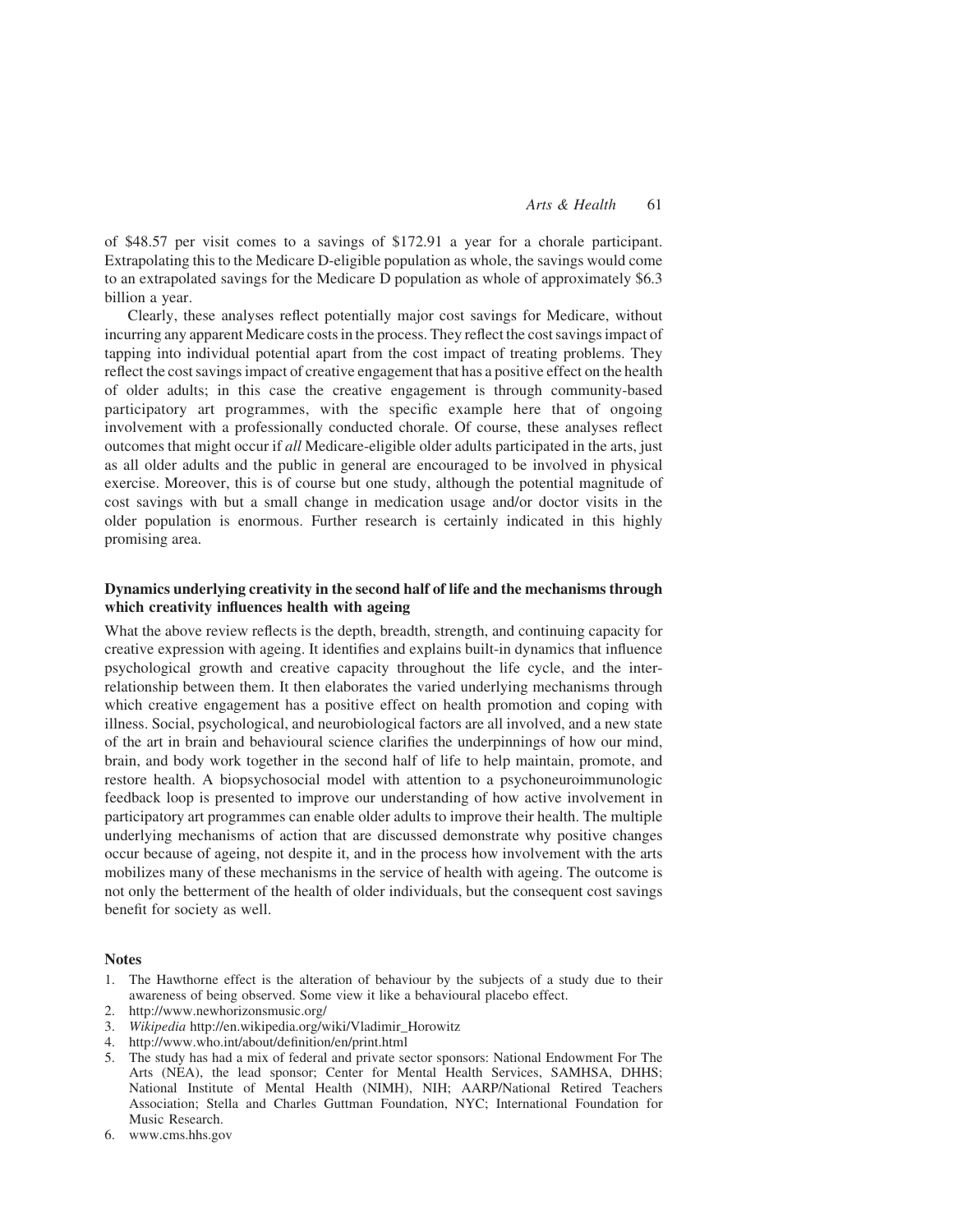of $48.57 per visit comes to a savings of $172.91 a year for a chorale participant. Extrapolating this to the Medicare D-eligible population as whole, the savings would come to an extrapolated savings for the Medicare D population as whole of approximately $6.3 billion a year.

Clearly, these analyses reflect potentially major cost savings for Medicare, without incurring any apparent Medicare costs in the process. They reflect the cost savings impact of tapping into individual potential apart from the cost impact of treating problems. They reflect the cost savings impact of creative engagement that has a positive effect on the health of older adults; in this case the creative engagement is through community-based participatory art programmes, with the specific example here that of ongoing involvement with a professionally conducted chorale. Of course, these analyses reflect outcomes that might occur if *all* Medicare-eligible older adults participated in the arts, just as all older adults and the public in general are encouraged to be involved in physical exercise. Moreover, this is of course but one study, although the potential magnitude of cost savings with but a small change in medication usage and/or doctor visits in the older population is enormous. Further research is certainly indicated in this highly promising area.

## Dynamics underlying creativity in the second half of life and the mechanisms through which creativity influences health with ageing

What the above review reflects is the depth, breadth, strength, and continuing capacity for creative expression with ageing. It identifies and explains built-in dynamics that influence psychological growth and creative capacity throughout the life cycle, and the interrelationship between them. It then elaborates the varied underlying mechanisms through which creative engagement has a positive effect on health promotion and coping with illness. Social, psychological, and neurobiological factors are all involved, and a new state of the art in brain and behavioural science clarifies the underpinnings of how our mind, brain, and body work together in the second half of life to help maintain, promote, and restore health. A biopsychosocial model with attention to a psychoneuroimmunologic feedback loop is presented to improve our understanding of how active involvement in participatory art programmes can enable older adults to improve their health. The multiple underlying mechanisms of action that are discussed demonstrate why positive changes occur because of ageing, not despite it, and in the process how involvement with the arts mobilizes many of these mechanisms in the service of health with ageing. The outcome is not only the betterment of the health of older individuals, but the consequent cost savings benefit for society as well.

## Notes

1. The Hawthorne effect is the alteration of behaviour by the subjects of a study due to their awareness of being observed. Some view it like a behavioural placebo effect.
2. http://www.newhorizonsmusic.org/
3. *Wikipedia* http://en.wikipedia.org/wiki/Vladimir_Horowitz
4. http://www.who.int/about/definition/en/print.html
5. The study has had a mix of federal and private sector sponsors: National Endowment For The Arts (NEA), the lead sponsor; Center for Mental Health Services, SAMHSA, DHHS; National Institute of Mental Health (NIMH), NIH; AARP/National Retired Teachers Association; Stella and Charles Guttman Foundation, NYC; International Foundation for Music Research.
6. www.cms.hhs.gov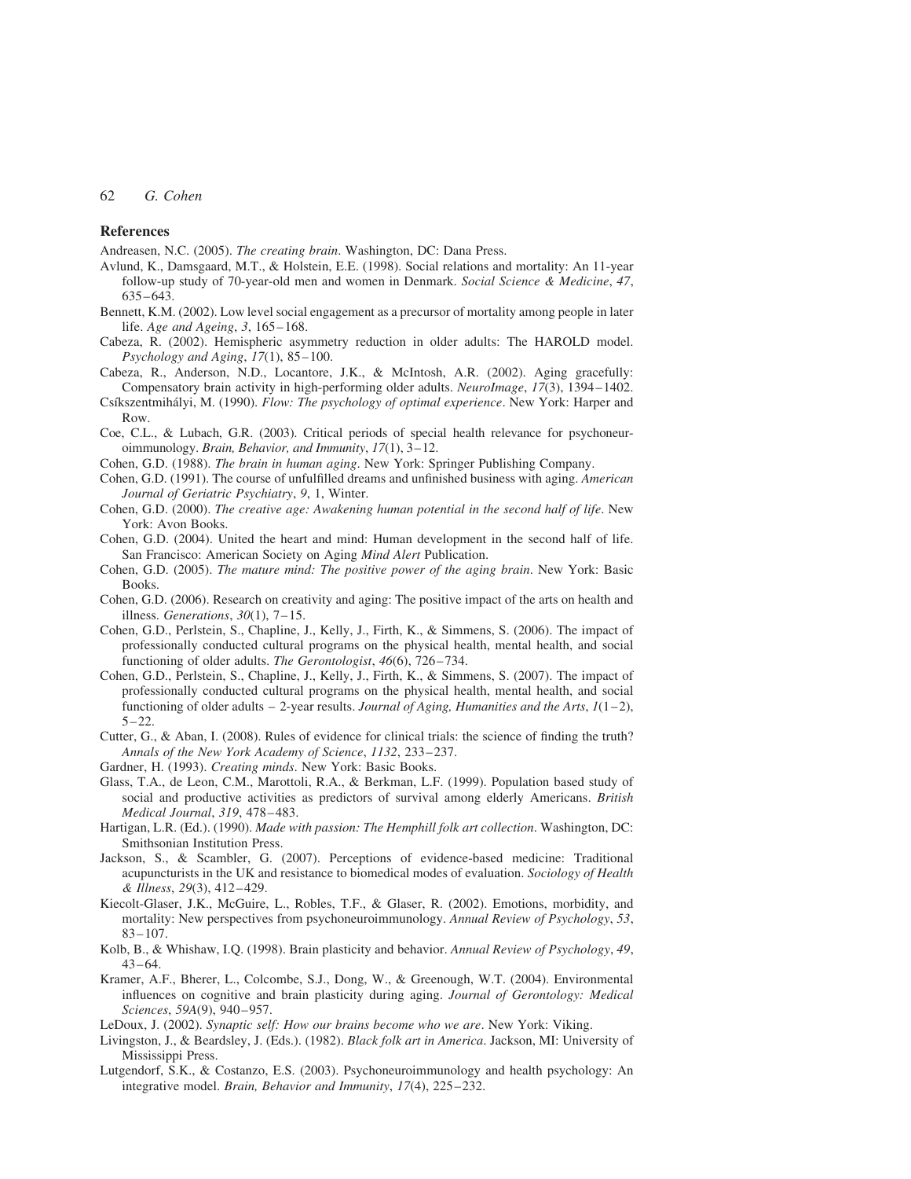## References

Andreasen, N.C. (2005). *The creating brain*. Washington, DC: Dana Press.

Avlund, K., Damsgaard, M.T., & Holstein, E.E. (1998). Social relations and mortality: An 11-year follow-up study of 70-year-old men and women in Denmark. *Social Science & Medicine*, *47*, 635–643.

Bennett, K.M. (2002). Low level social engagement as a precursor of mortality among people in later life. *Age and Ageing*, *3*, 165–168.

Cabeza, R. (2002). Hemispheric asymmetry reduction in older adults: The HAROLD model. *Psychology and Aging*, *17*(1), 85–100.

Cabeza, R., Anderson, N.D., Locantore, J.K., & McIntosh, A.R. (2002). Aging gracefully: Compensatory brain activity in high-performing older adults. *NeuroImage*, *17*(3), 1394–1402.

Csíkszentmihályi, M. (1990). *Flow: The psychology of optimal experience*. New York: Harper and Row.

Coe, C.L., & Lubach, G.R. (2003). Critical periods of special health relevance for psychoneuroimmunology. *Brain, Behavior, and Immunity*, *17*(1), 3–12.

Cohen, G.D. (1988). *The brain in human aging*. New York: Springer Publishing Company.

Cohen, G.D. (1991). The course of unfulfilled dreams and unfinished business with aging. *American Journal of Geriatric Psychiatry*, *9*, 1, Winter.

Cohen, G.D. (2000). *The creative age: Awakening human potential in the second half of life*. New York: Avon Books.

Cohen, G.D. (2004). United the heart and mind: Human development in the second half of life. San Francisco: American Society on Aging *Mind Alert* Publication.

Cohen, G.D. (2005). *The mature mind: The positive power of the aging brain*. New York: Basic Books.

Cohen, G.D. (2006). Research on creativity and aging: The positive impact of the arts on health and illness. *Generations*, *30*(1), 7–15.

Cohen, G.D., Perlstein, S., Chapline, J., Kelly, J., Firth, K., & Simmens, S. (2006). The impact of professionally conducted cultural programs on the physical health, mental health, and social functioning of older adults. *The Gerontologist*, *46*(6), 726–734.

Cohen, G.D., Perlstein, S., Chapline, J., Kelly, J., Firth, K., & Simmens, S. (2007). The impact of professionally conducted cultural programs on the physical health, mental health, and social functioning of older adults – 2-year results. *Journal of Aging, Humanities and the Arts*, *1*(1–2), 5–22.

Cutter, G., & Aban, I. (2008). Rules of evidence for clinical trials: the science of finding the truth? *Annals of the New York Academy of Science*, *1132*, 233–237.

Gardner, H. (1993). *Creating minds*. New York: Basic Books.

Glass, T.A., de Leon, C.M., Marottoli, R.A., & Berkman, L.F. (1999). Population based study of social and productive activities as predictors of survival among elderly Americans. *British Medical Journal*, *319*, 478–483.

Hartigan, L.R. (Ed.). (1990). *Made with passion: The Hemphill folk art collection*. Washington, DC: Smithsonian Institution Press.

Jackson, S., & Scambler, G. (2007). Perceptions of evidence-based medicine: Traditional acupuncturists in the UK and resistance to biomedical modes of evaluation. *Sociology of Health & Illness*, *29*(3), 412–429.

Kiecolt-Glaser, J.K., McGuire, L., Robles, T.F., & Glaser, R. (2002). Emotions, morbidity, and mortality: New perspectives from psychoneuroimmunology. *Annual Review of Psychology*, *53*, 83–107.

Kolb, B., & Whishaw, I.Q. (1998). Brain plasticity and behavior. *Annual Review of Psychology*, *49*, 43–64.

Kramer, A.F., Bherer, L., Colcombe, S.J., Dong, W., & Greenough, W.T. (2004). Environmental influences on cognitive and brain plasticity during aging. *Journal of Gerontology: Medical Sciences*, *59A*(9), 940–957.

LeDoux, J. (2002). *Synaptic self: How our brains become who we are*. New York: Viking.

Livingston, J., & Beardsley, J. (Eds.). (1982). *Black folk art in America*. Jackson, MI: University of Mississippi Press.

Lutgendorf, S.K., & Costanzo, E.S. (2003). Psychoneuroimmunology and health psychology: An integrative model. *Brain, Behavior and Immunity*, *17*(4), 225–232.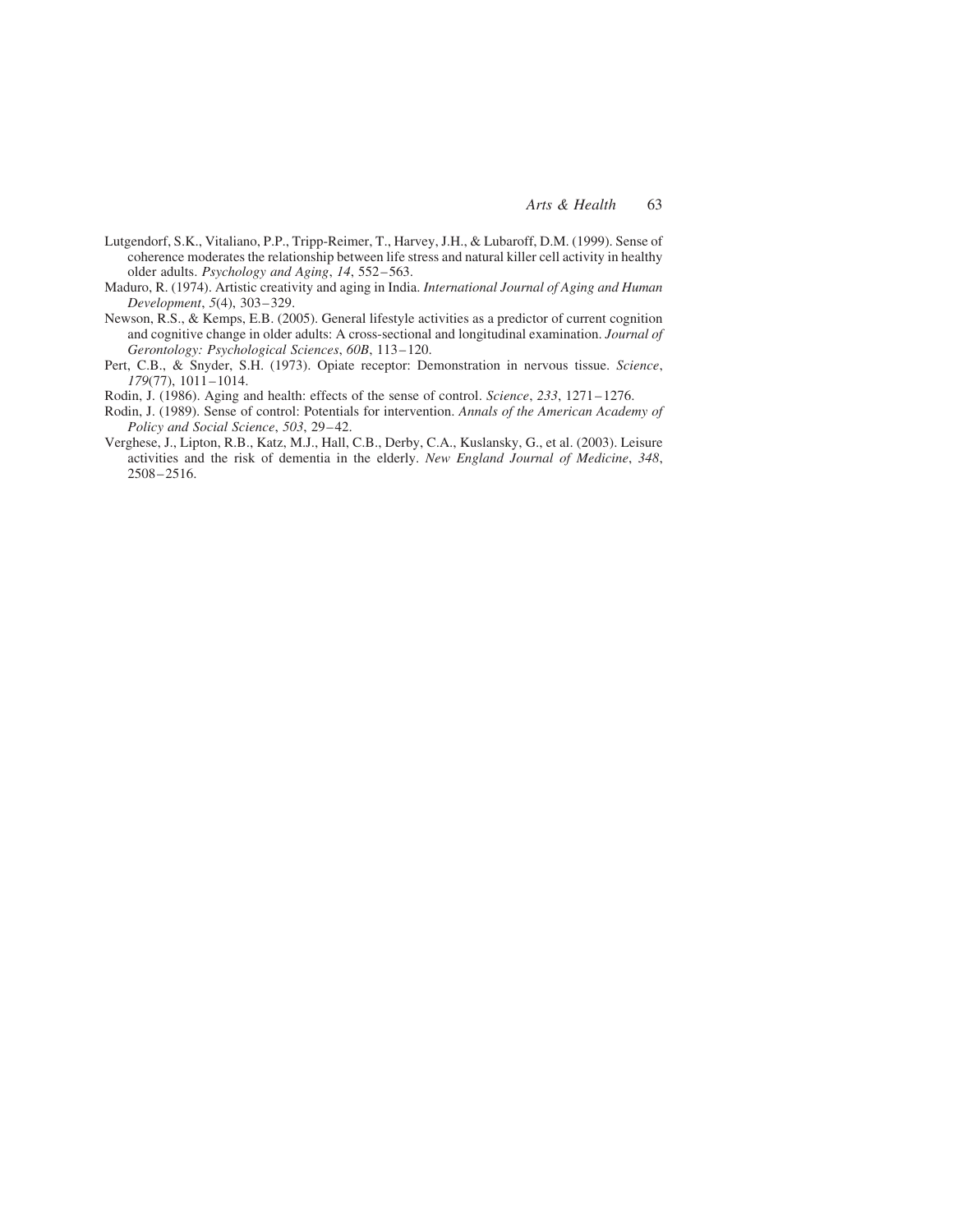Lutgendorf, S.K., Vitaliano, P.P., Tripp-Reimer, T., Harvey, J.H., & Lubaroff, D.M. (1999). Sense of coherence moderates the relationship between life stress and natural killer cell activity in healthy older adults. *Psychology and Aging*, *14*, 552–563.

Maduro, R. (1974). Artistic creativity and aging in India. *International Journal of Aging and Human Development*, *5*(4), 303–329.

Newson, R.S., & Kemps, E.B. (2005). General lifestyle activities as a predictor of current cognition and cognitive change in older adults: A cross-sectional and longitudinal examination. *Journal of Gerontology: Psychological Sciences*, *60B*, 113–120.

Pert, C.B., & Snyder, S.H. (1973). Opiate receptor: Demonstration in nervous tissue. *Science*, *179*(77), 1011–1014.

Rodin, J. (1986). Aging and health: effects of the sense of control. *Science*, *233*, 1271–1276.

Rodin, J. (1989). Sense of control: Potentials for intervention. *Annals of the American Academy of Policy and Social Science*, *503*, 29–42.

Verghese, J., Lipton, R.B., Katz, M.J., Hall, C.B., Derby, C.A., Kuslansky, G., et al. (2003). Leisure activities and the risk of dementia in the elderly. *New England Journal of Medicine*, *348*, 2508–2516.